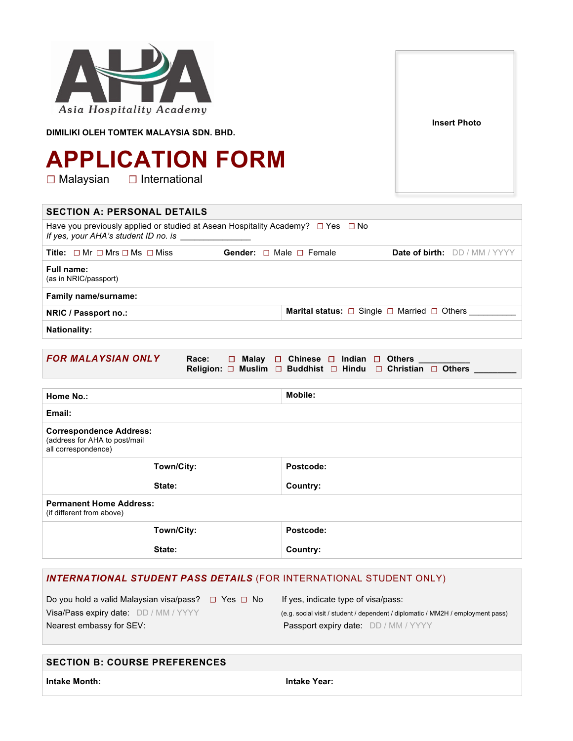Asia Hospitality Academy

**DIMILIKI OLEH TOMTEK MALAYSIA SDN. BHD.**

# APPLICATION FORM

☐ Malaysian ☐ International

**Insert Photo**

## SECTION A: PERSONAL DETAILS

Have you previously applied or studied at Asean Hospitality Academy? ☐ Yes ☐ No
*If yes, your AHA's student ID no. is* ______________

**Title:** ☐ Mr ☐ Mrs ☐ Ms ☐ Miss **Gender:** ☐ Male ☐ Female **Date of birth:** DD / MM / YYYY

**Full name:**
(as in NRIC/passport)

**Family name/surname:**

| **NRIC / Passport no.:** | **Marital status:** ☐ Single ☐ Married ☐ Others __________ |
|---|---|

**Nationality:**

***FOR MALAYSIAN ONLY***

**Race:** ☐ **Malay** ☐ **Chinese** ☐ **Indian** ☐ **Others** ___________
**Religion:** ☐ **Muslim** ☐ **Buddhist** ☐ **Hindu** ☐ **Christian** ☐ **Others** _________

| **Home No.:** | **Mobile:** |
|---|---|

**Email:**

**Correspondence Address:**
(address for AHA to post/mail all correspondence)

| **Town/City:** | **Postcode:** |
|---|---|
| **State:** | **Country:** |

**Permanent Home Address:**
(if different from above)

| **Town/City:** | **Postcode:** |
|---|---|
| **State:** | **Country:** |

### *INTERNATIONAL STUDENT PASS DETAILS* (FOR INTERNATIONAL STUDENT ONLY)

Do you hold a valid Malaysian visa/pass? ☐ Yes ☐ No

If yes, indicate type of visa/pass:
(e.g. social visit / student / dependent / diplomatic / MM2H / employment pass)

Visa/Pass expiry date: DD / MM / YYYY

Nearest embassy for SEV:

Passport expiry date: DD / MM / YYYY

## SECTION B: COURSE PREFERENCES

| **Intake Month:** | **Intake Year:** |
|---|---|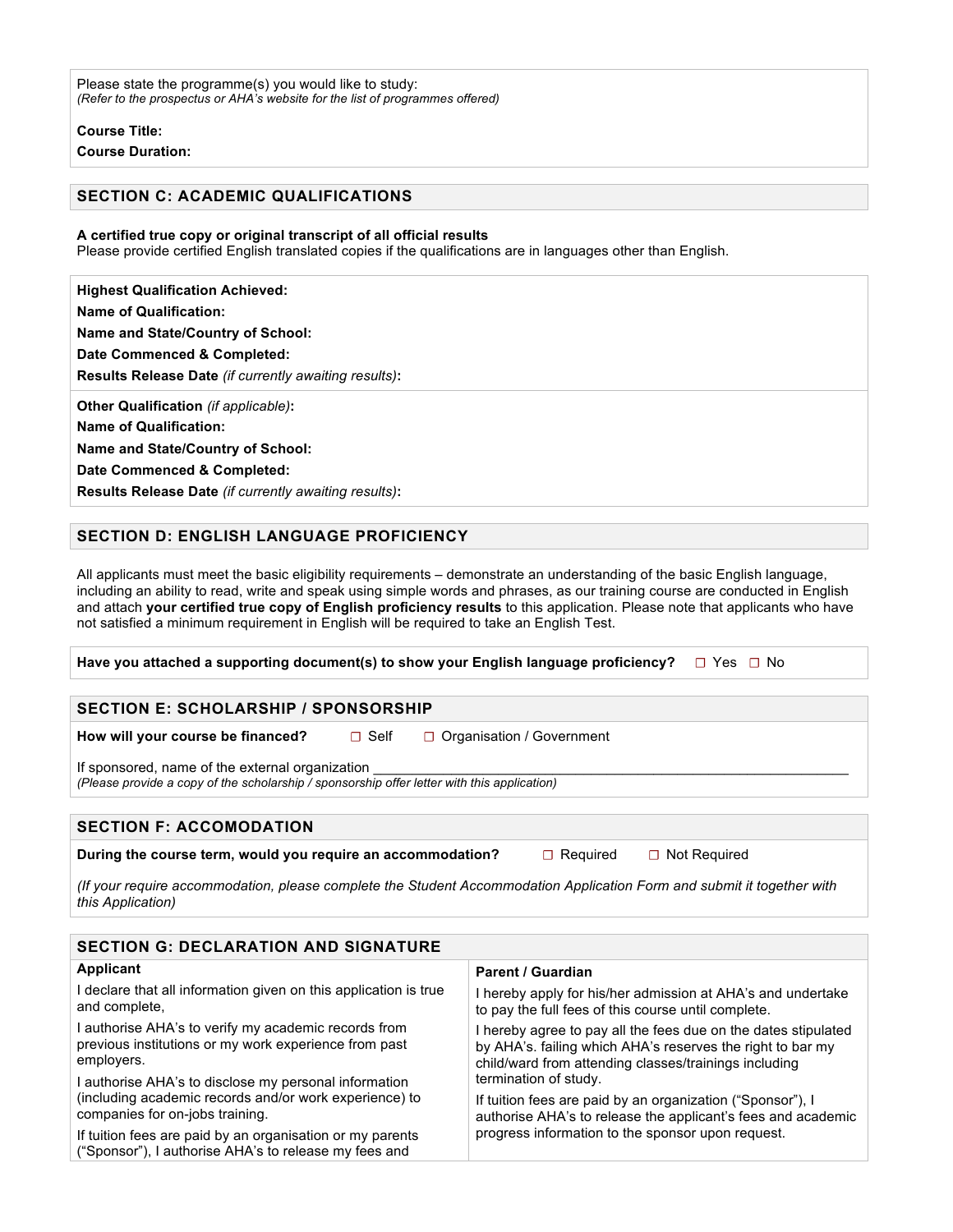Please state the programme(s) you would like to study:
*(Refer to the prospectus or AHA's website for the list of programmes offered)*

**Course Title:**

**Course Duration:**

## SECTION C: ACADEMIC QUALIFICATIONS

**A certified true copy or original transcript of all official results**
Please provide certified English translated copies if the qualifications are in languages other than English.

**Highest Qualification Achieved:**

**Name of Qualification:**

**Name and State/Country of School:**

**Date Commenced & Completed:**

**Results Release Date** *(if currently awaiting results)***:**

**Other Qualification** *(if applicable)***:**

**Name of Qualification:**

**Name and State/Country of School:**

**Date Commenced & Completed:**

**Results Release Date** *(if currently awaiting results)***:**

## SECTION D: ENGLISH LANGUAGE PROFICIENCY

All applicants must meet the basic eligibility requirements – demonstrate an understanding of the basic English language, including an ability to read, write and speak using simple words and phrases, as our training course are conducted in English and attach **your certified true copy of English proficiency results** to this application. Please note that applicants who have not satisfied a minimum requirement in English will be required to take an English Test.

**Have you attached a supporting document(s) to show your English language proficiency?** ☐ Yes ☐ No

## SECTION E: SCHOLARSHIP / SPONSORSHIP

**How will your course be financed?** ☐ Self ☐ Organisation / Government

If sponsored, name of the external organization ____________________________________________
*(Please provide a copy of the scholarship / sponsorship offer letter with this application)*

## SECTION F: ACCOMODATION

**During the course term, would you require an accommodation?** ☐ Required ☐ Not Required

*(If your require accommodation, please complete the Student Accommodation Application Form and submit it together with this Application)*

## SECTION G: DECLARATION AND SIGNATURE

**Applicant**

I declare that all information given on this application is true and complete,

I authorise AHA's to verify my academic records from previous institutions or my work experience from past employers.

I authorise AHA's to disclose my personal information (including academic records and/or work experience) to companies for on-jobs training.

If tuition fees are paid by an organisation or my parents ("Sponsor"), I authorise AHA's to release my fees and

**Parent / Guardian**

I hereby apply for his/her admission at AHA's and undertake to pay the full fees of this course until complete.

I hereby agree to pay all the fees due on the dates stipulated by AHA's. failing which AHA's reserves the right to bar my child/ward from attending classes/trainings including termination of study.

If tuition fees are paid by an organization ("Sponsor"), I authorise AHA's to release the applicant's fees and academic progress information to the sponsor upon request.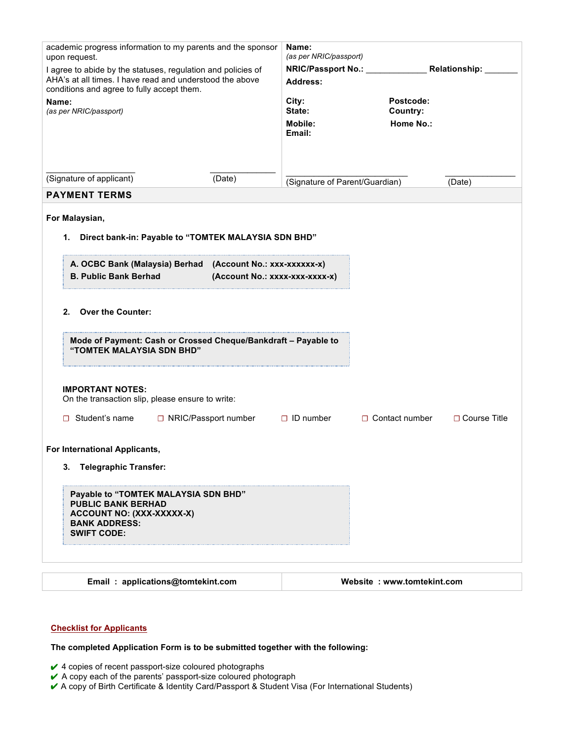| academic progress information to my parents and the sponsor upon request.<br><br>I agree to abide by the statuses, regulation and policies of AHA's at all times. I have read and understood the above conditions and agree to fully accept them.<br><br>**Name:**<br>*(as per NRIC/passport)*<br><br><br>\_\_\_\_\_\_\_\_\_\_\_\_\_\_\_\_\_\_\_\_ \_\_\_\_\_\_\_\_\_\_\_\_\_\_<br>(Signature of applicant) (Date) | **Name:**<br>*(as per NRIC/passport)*<br>**NRIC/Passport No.:** \_\_\_\_\_\_\_\_\_\_\_\_\_ **Relationship:** \_\_\_\_\_\_\_<br>**Address:**<br><br>**City:** **Postcode:**<br>**State:** **Country:**<br>**Mobile:** **Home No.:**<br>**Email:**<br><br><br>\_\_\_\_\_\_\_\_\_\_\_\_\_\_\_\_\_\_\_\_\_\_\_\_\_\_\_ \_\_\_\_\_\_\_\_\_\_\_\_\_\_\_\_<br>(Signature of Parent/Guardian) (Date) |
|---|---|

## PAYMENT TERMS

**For Malaysian,**

1. **Direct bank-in: Payable to "TOMTEK MALAYSIA SDN BHD"**

   **A. OCBC Bank (Malaysia) Berhad (Account No.: xxx-xxxxxx-x)**
   **B. Public Bank Berhad (Account No.: xxxx-xxx-xxxx-x)**

2. **Over the Counter:**

   **Mode of Payment: Cash or Crossed Cheque/Bankdraft – Payable to "TOMTEK MALAYSIA SDN BHD"**

**IMPORTANT NOTES:**
On the transaction slip, please ensure to write:

- ☐ Student's name
- ☐ NRIC/Passport number
- ☐ ID number
- ☐ Contact number
- ☐ Course Title

**For International Applicants,**

3. **Telegraphic Transfer:**

   **Payable to "TOMTEK MALAYSIA SDN BHD"**
   **PUBLIC BANK BERHAD**
   **ACCOUNT NO: (XXX-XXXXX-X)**
   **BANK ADDRESS:**
   **SWIFT CODE:**

| **Email : applications@tomtekint.com** | **Website : www.tomtekint.com** |
|---|---|

### Checklist for Applicants

**The completed Application Form is to be submitted together with the following:**

- ✔ 4 copies of recent passport-size coloured photographs
- ✔ A copy each of the parents' passport-size coloured photograph
- ✔ A copy of Birth Certificate & Identity Card/Passport & Student Visa (For International Students)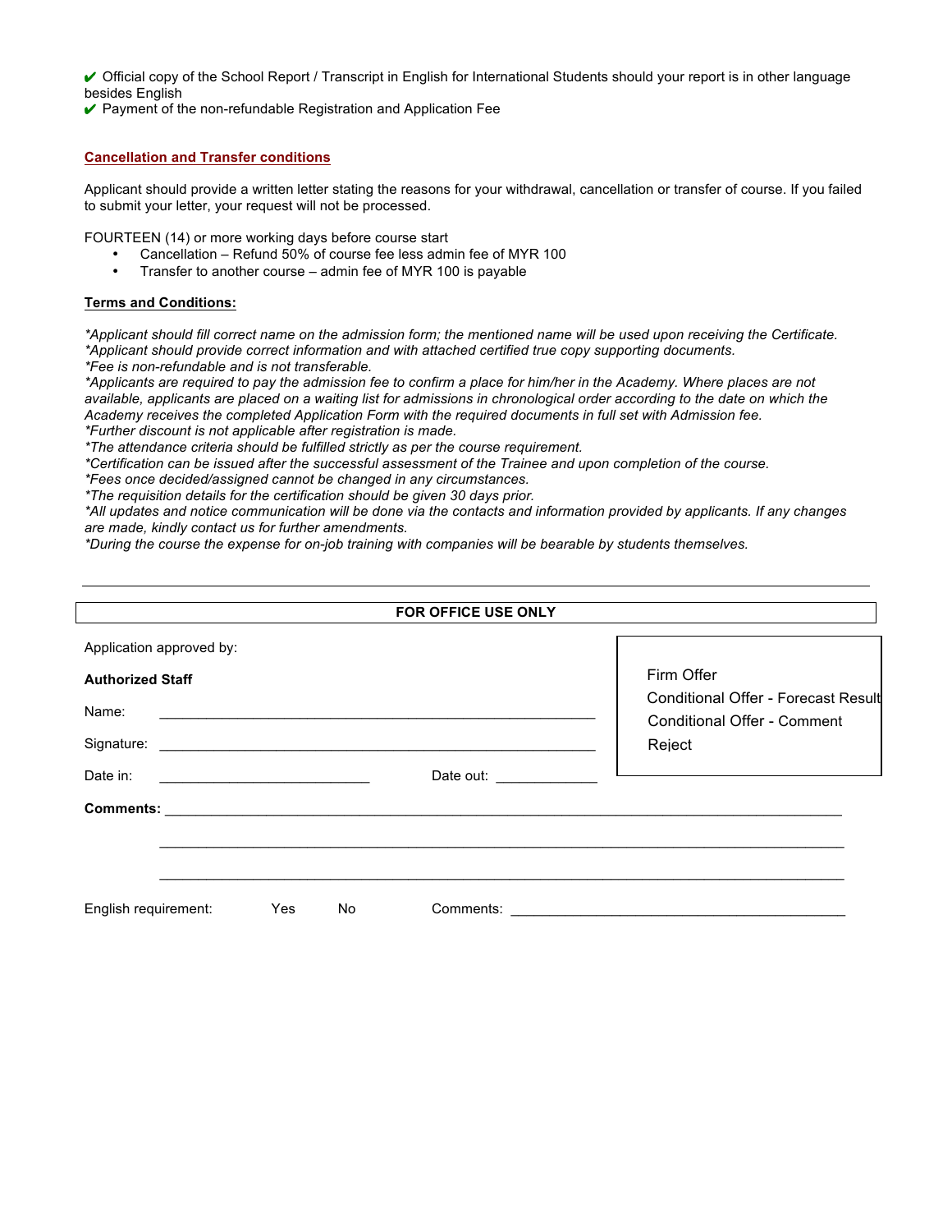✔ Official copy of the School Report / Transcript in English for International Students should your report is in other language besides English
✔ Payment of the non-refundable Registration and Application Fee

## Cancellation and Transfer conditions

Applicant should provide a written letter stating the reasons for your withdrawal, cancellation or transfer of course. If you failed to submit your letter, your request will not be processed.

FOURTEEN (14) or more working days before course start

- Cancellation – Refund 50% of course fee less admin fee of MYR 100
- Transfer to another course – admin fee of MYR 100 is payable

## Terms and Conditions:

*\*Applicant should fill correct name on the admission form; the mentioned name will be used upon receiving the Certificate.*
*\*Applicant should provide correct information and with attached certified true copy supporting documents.*
*\*Fee is non-refundable and is not transferable.*
*\*Applicants are required to pay the admission fee to confirm a place for him/her in the Academy. Where places are not available, applicants are placed on a waiting list for admissions in chronological order according to the date on which the Academy receives the completed Application Form with the required documents in full set with Admission fee.*
*\*Further discount is not applicable after registration is made.*
*\*The attendance criteria should be fulfilled strictly as per the course requirement.*
*\*Certification can be issued after the successful assessment of the Trainee and upon completion of the course.*
*\*Fees once decided/assigned cannot be changed in any circumstances.*
*\*The requisition details for the certification should be given 30 days prior.*
*\*All updates and notice communication will be done via the contacts and information provided by applicants. If any changes are made, kindly contact us for further amendments.*
*\*During the course the expense for on-job training with companies will be bearable by students themselves.*

---

**FOR OFFICE USE ONLY**

Application approved by:

**Authorized Staff**

Name: ______________________________

Signature: ______________________________

Date in: ______________ Date out: ______________

Firm Offer
Conditional Offer - Forecast Result
Conditional Offer - Comment
Reject

**Comments:** ______________________________

______________________________

______________________________

English requirement: Yes No Comments: ______________________________